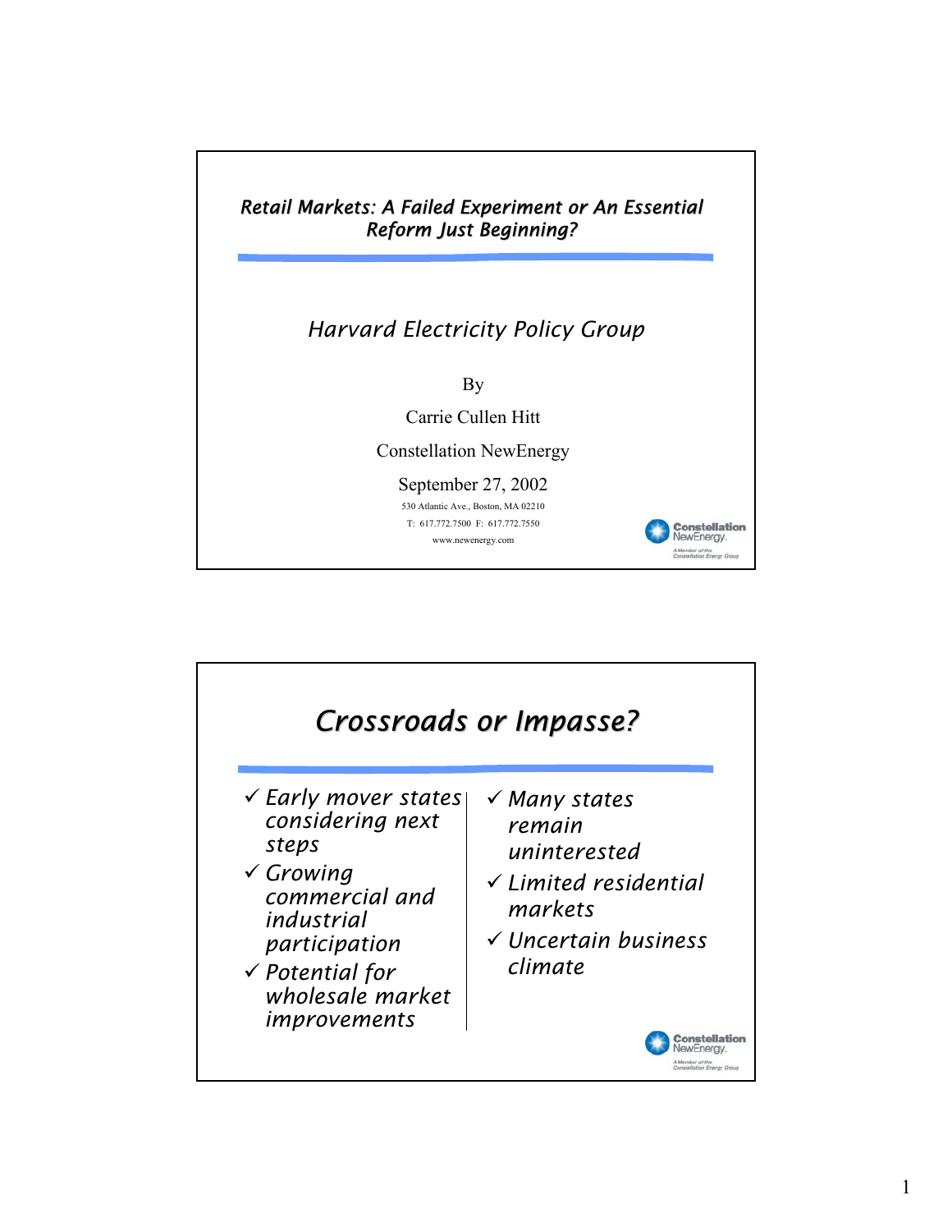# *Retail Markets: A Failed Experiment or An Essential Reform Just Beginning?*

*Harvard Electricity Policy Group*

By

Carrie Cullen Hitt

Constellation NewEnergy

September 27, 2002

530 Atlantic Ave., Boston, MA 02210

T: 617.772.7500 F: 617.772.7550

www.newenergy.com

Constellation NewEnergy
A Member of the Constellation Energy Group

## *Crossroads or Impasse?*

- ✓ *Early mover states considering next steps*
- ✓ *Growing commercial and industrial participation*
- ✓ *Potential for wholesale market improvements*
- ✓ *Many states remain uninterested*
- ✓ *Limited residential markets*
- ✓ *Uncertain business climate*

Constellation NewEnergy
A Member of the Constellation Energy Group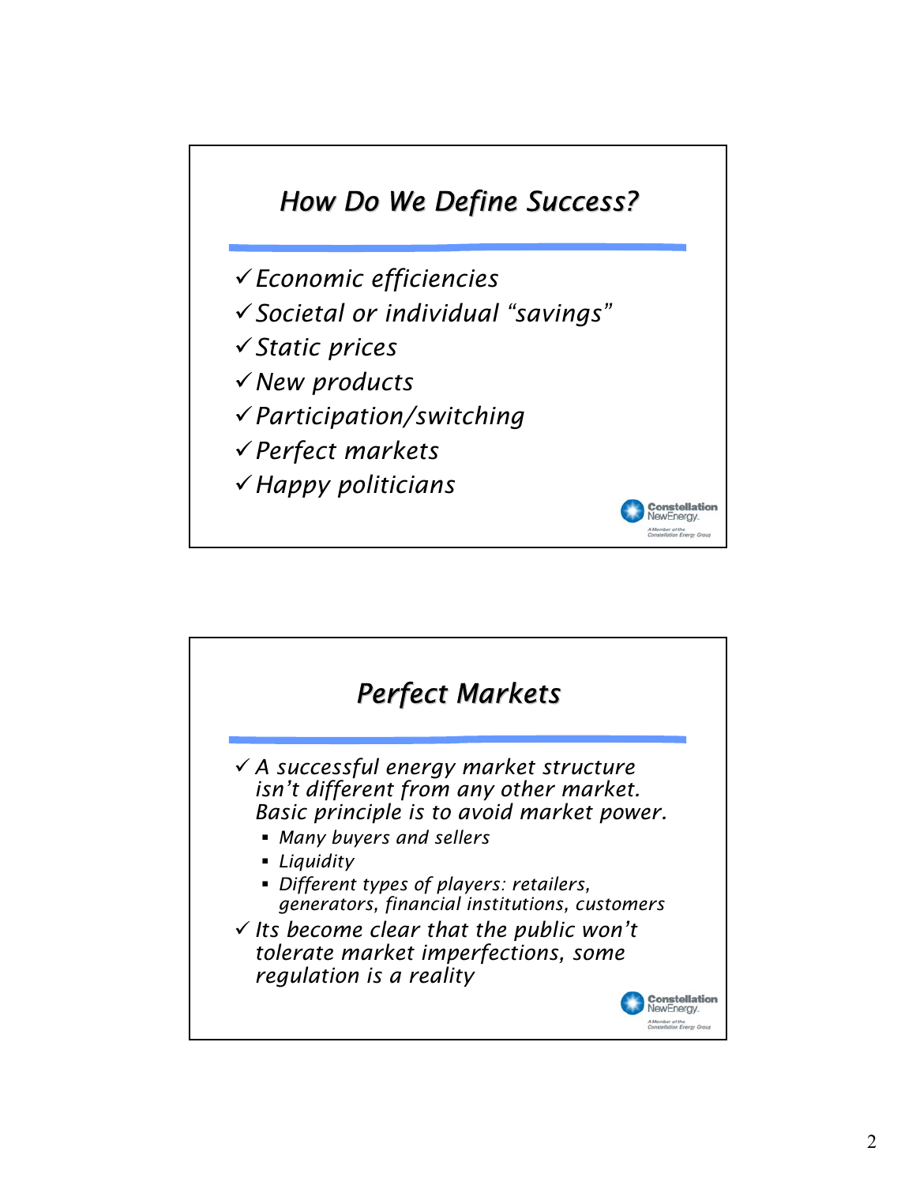## *How Do We Define Success?*

- ✓ *Economic efficiencies*
- ✓ *Societal or individual "savings"*
- ✓ *Static prices*
- ✓ *New products*
- ✓ *Participation/switching*
- ✓ *Perfect markets*
- ✓ *Happy politicians*

## *Perfect Markets*

- ✓ *A successful energy market structure isn't different from any other market. Basic principle is to avoid market power.*
  - *Many buyers and sellers*
  - *Liquidity*
  - *Different types of players: retailers, generators, financial institutions, customers*
- ✓ *Its become clear that the public won't tolerate market imperfections, some regulation is a reality*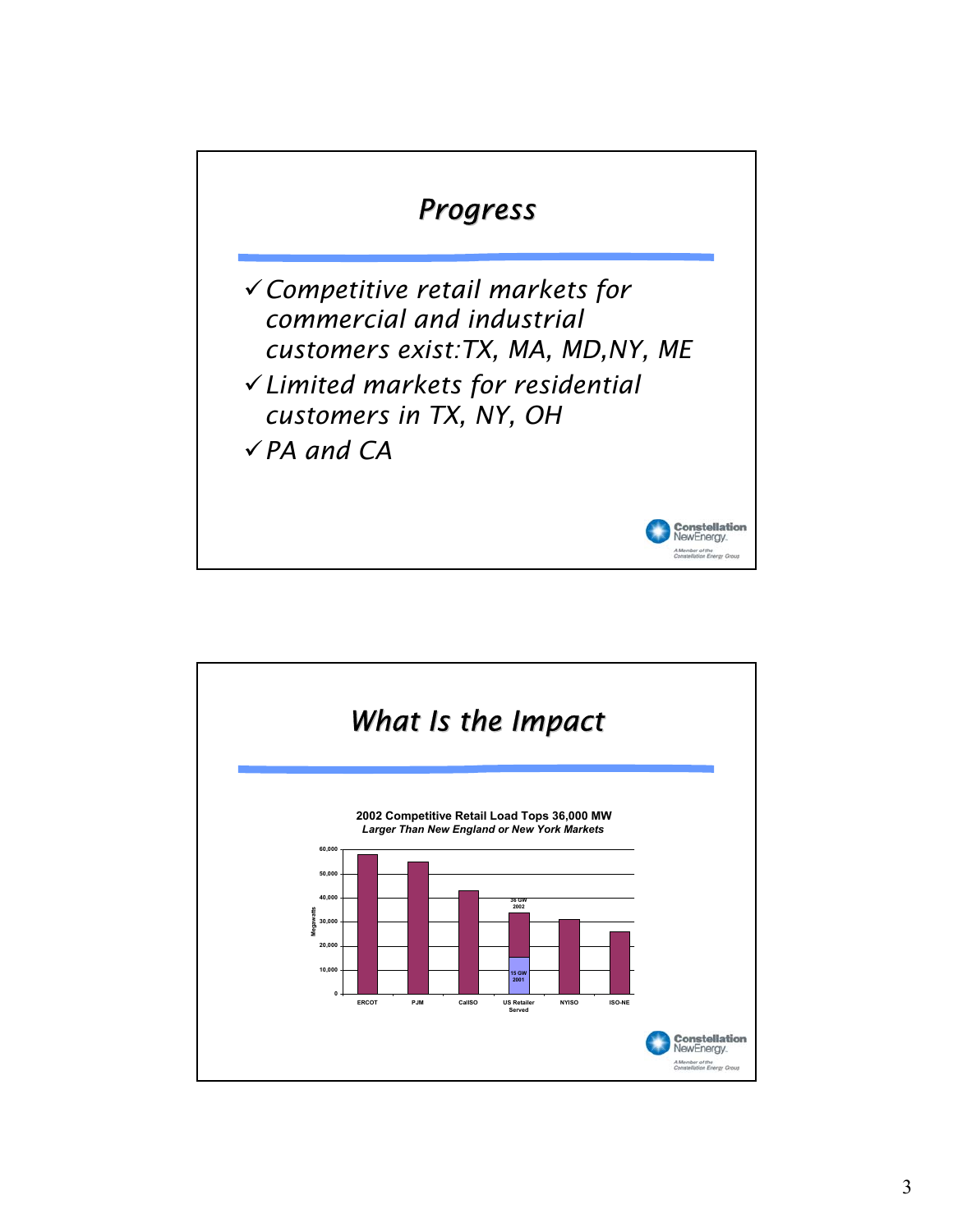# *Progress*

- ✓ *Competitive retail markets for commercial and industrial customers exist:TX, MA, MD,NY, ME*
- ✓ *Limited markets for residential customers in TX, NY, OH*
- ✓ *PA and CA*

Constellation NewEnergy
A Member of the Constellation Energy Group

# *What Is the Impact*

**2002 Competitive Retail Load Tops 36,000 MW**
***Larger Than New England or New York Markets***

Megawatts: 0, 10,000, 20,000, 30,000, 40,000, 50,000, 60,000

ERCOT, PJM, CalISO, US Retailer Served, NYISO, ISO-NE

36 GW 2002

15 GW 2001

Constellation NewEnergy
A Member of the Constellation Energy Group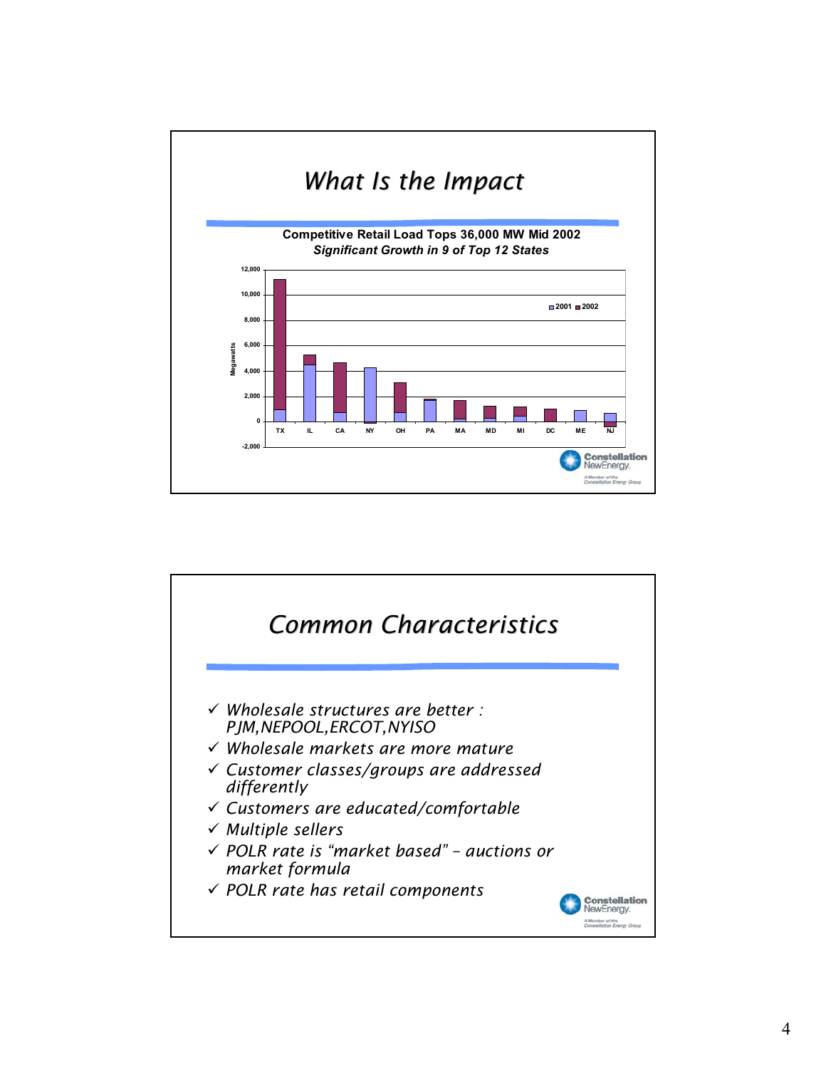## What Is the Impact

**Competitive Retail Load Tops 36,000 MW Mid 2002**

***Significant Growth in 9 of Top 12 States***

## Common Characteristics

- ✓ *Wholesale structures are better : PJM,NEPOOL,ERCOT,NYISO*
- ✓ *Wholesale markets are more mature*
- ✓ *Customer classes/groups are addressed differently*
- ✓ *Customers are educated/comfortable*
- ✓ *Multiple sellers*
- ✓ *POLR rate is "market based" – auctions or market formula*
- ✓ *POLR rate has retail components*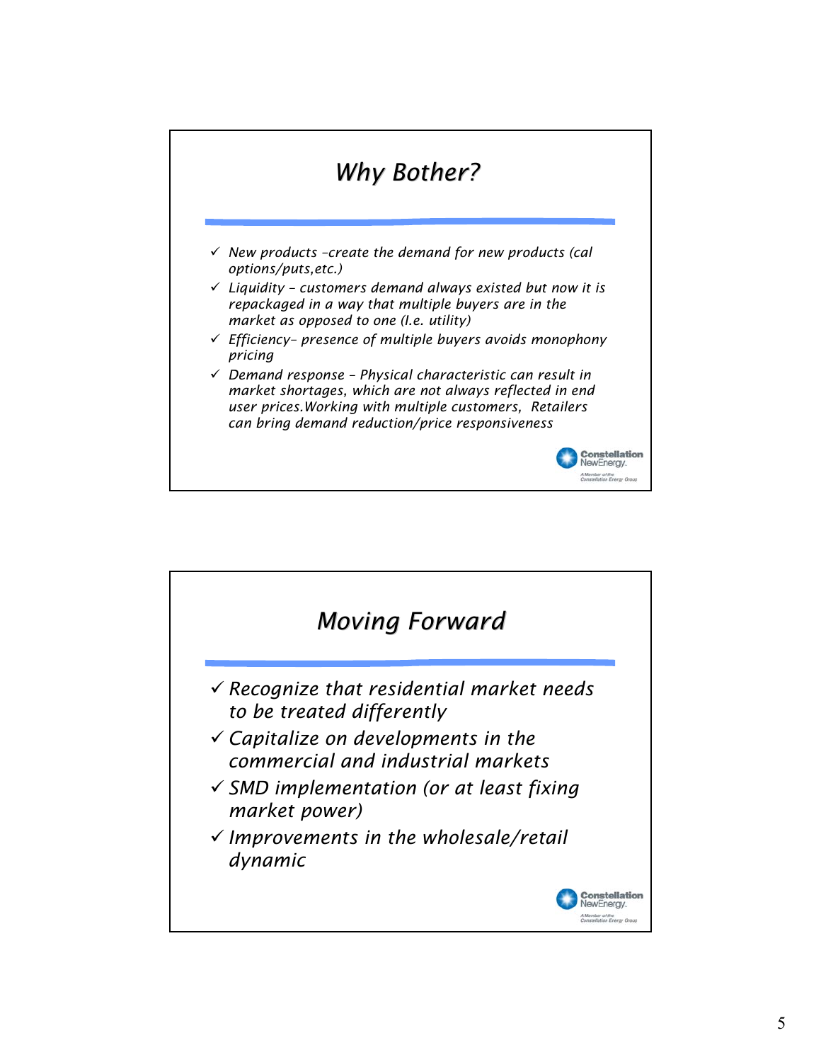## *Why Bother?*

- ✓ *New products –create the demand for new products (cal options/puts,etc.)*
- ✓ *Liquidity – customers demand always existed but now it is repackaged in a way that multiple buyers are in the market as opposed to one (I.e. utility)*
- ✓ *Efficiency– presence of multiple buyers avoids monophony pricing*
- ✓ *Demand response – Physical characteristic can result in market shortages, which are not always reflected in end user prices.Working with multiple customers, Retailers can bring demand reduction/price responsiveness*

Constellation NewEnergy. A Member of the Constellation Energy Group

## *Moving Forward*

- ✓ *Recognize that residential market needs to be treated differently*
- ✓ *Capitalize on developments in the commercial and industrial markets*
- ✓ *SMD implementation (or at least fixing market power)*
- ✓ *Improvements in the wholesale/retail dynamic*

Constellation NewEnergy. A Member of the Constellation Energy Group